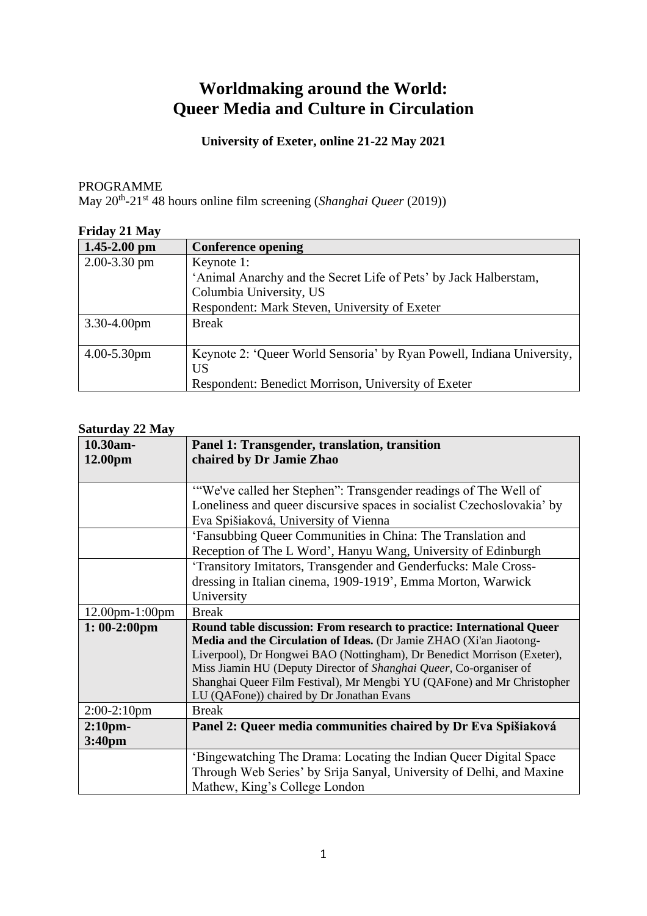# Worldmaking around the World: Queer Media and Culture in Circulation

**University of Exeter, online 21-22 May 2021**

PROGRAMME

May 20th-21st 48 hours online film screening (*Shanghai Queer* (2019))

**Friday 21 May**

| 1.45-2.00 pm | Conference opening |
|---|---|
| 2.00-3.30 pm | Keynote 1:<br>'Animal Anarchy and the Secret Life of Pets' by Jack Halberstam, Columbia University, US<br>Respondent: Mark Steven, University of Exeter |
| 3.30-4.00pm | Break |
| 4.00-5.30pm | Keynote 2: 'Queer World Sensoria' by Ryan Powell, Indiana University, US<br>Respondent: Benedict Morrison, University of Exeter |

**Saturday 22 May**

| **10.30am-12.00pm** | **Panel 1: Transgender, translation, transition chaired by Dr Jamie Zhao** |
|---|---|
| | '"We've called her Stephen": Transgender readings of The Well of Loneliness and queer discursive spaces in socialist Czechoslovakia' by Eva Spišiaková, University of Vienna |
| | 'Fansubbing Queer Communities in China: The Translation and Reception of The L Word', Hanyu Wang, University of Edinburgh |
| | 'Transitory Imitators, Transgender and Genderfucks: Male Cross-dressing in Italian cinema, 1909-1919', Emma Morton, Warwick University |
| 12.00pm-1:00pm | Break |
| **1: 00-2:00pm** | **Round table discussion: From research to practice: International Queer Media and the Circulation of Ideas.** (Dr Jamie ZHAO (Xi'an Jiaotong-Liverpool), Dr Hongwei BAO (Nottingham), Dr Benedict Morrison (Exeter), Miss Jiamin HU (Deputy Director of *Shanghai Queer*, Co-organiser of Shanghai Queer Film Festival), Mr Mengbi YU (QAFone) and Mr Christopher LU (QAFone)) chaired by Dr Jonathan Evans |
| 2:00-2:10pm | Break |
| **2:10pm-3:40pm** | **Panel 2: Queer media communities chaired by Dr Eva Spišiaková** |
| | 'Bingewatching The Drama: Locating the Indian Queer Digital Space Through Web Series' by Srija Sanyal, University of Delhi, and Maxine Mathew, King's College London |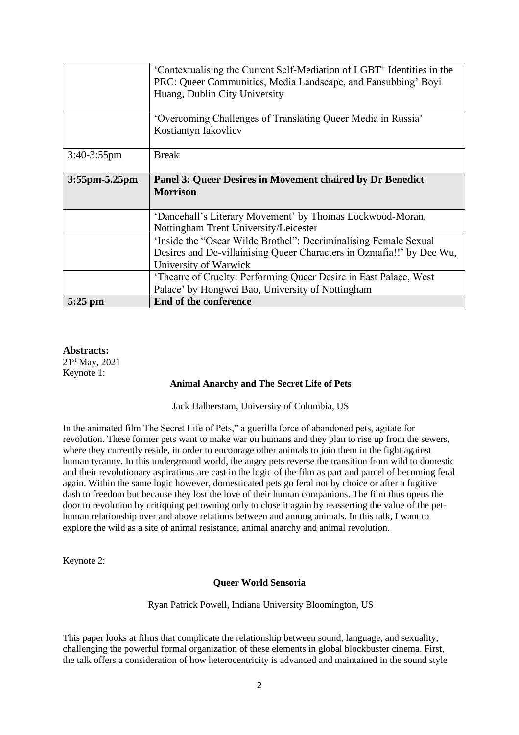| | |
|---|---|
| | 'Contextualising the Current Self-Mediation of LGBT⁺ Identities in the PRC: Queer Communities, Media Landscape, and Fansubbing' Boyi Huang, Dublin City University |
| | 'Overcoming Challenges of Translating Queer Media in Russia' Kostiantyn Iakovliev |
| 3:40-3:55pm | Break |
| **3:55pm-5.25pm** | **Panel 3: Queer Desires in Movement chaired by Dr Benedict Morrison** |
| | 'Dancehall's Literary Movement' by Thomas Lockwood-Moran, Nottingham Trent University/Leicester |
| | 'Inside the "Oscar Wilde Brothel": Decriminalising Female Sexual Desires and De-villainising Queer Characters in Ozmafia!!' by Dee Wu, University of Warwick |
| | 'Theatre of Cruelty: Performing Queer Desire in East Palace, West Palace' by Hongwei Bao, University of Nottingham |
| **5:25 pm** | **End of the conference** |

**Abstracts:**

21st May, 2021

Keynote 1:

**Animal Anarchy and The Secret Life of Pets**

Jack Halberstam, University of Columbia, US

In the animated film The Secret Life of Pets," a guerilla force of abandoned pets, agitate for revolution. These former pets want to make war on humans and they plan to rise up from the sewers, where they currently reside, in order to encourage other animals to join them in the fight against human tyranny. In this underground world, the angry pets reverse the transition from wild to domestic and their revolutionary aspirations are cast in the logic of the film as part and parcel of becoming feral again. Within the same logic however, domesticated pets go feral not by choice or after a fugitive dash to freedom but because they lost the love of their human companions. The film thus opens the door to revolution by critiquing pet owning only to close it again by reasserting the value of the pet-human relationship over and above relations between and among animals. In this talk, I want to explore the wild as a site of animal resistance, animal anarchy and animal revolution.

Keynote 2:

**Queer World Sensoria**

Ryan Patrick Powell, Indiana University Bloomington, US

This paper looks at films that complicate the relationship between sound, language, and sexuality, challenging the powerful formal organization of these elements in global blockbuster cinema. First, the talk offers a consideration of how heterocentricity is advanced and maintained in the sound style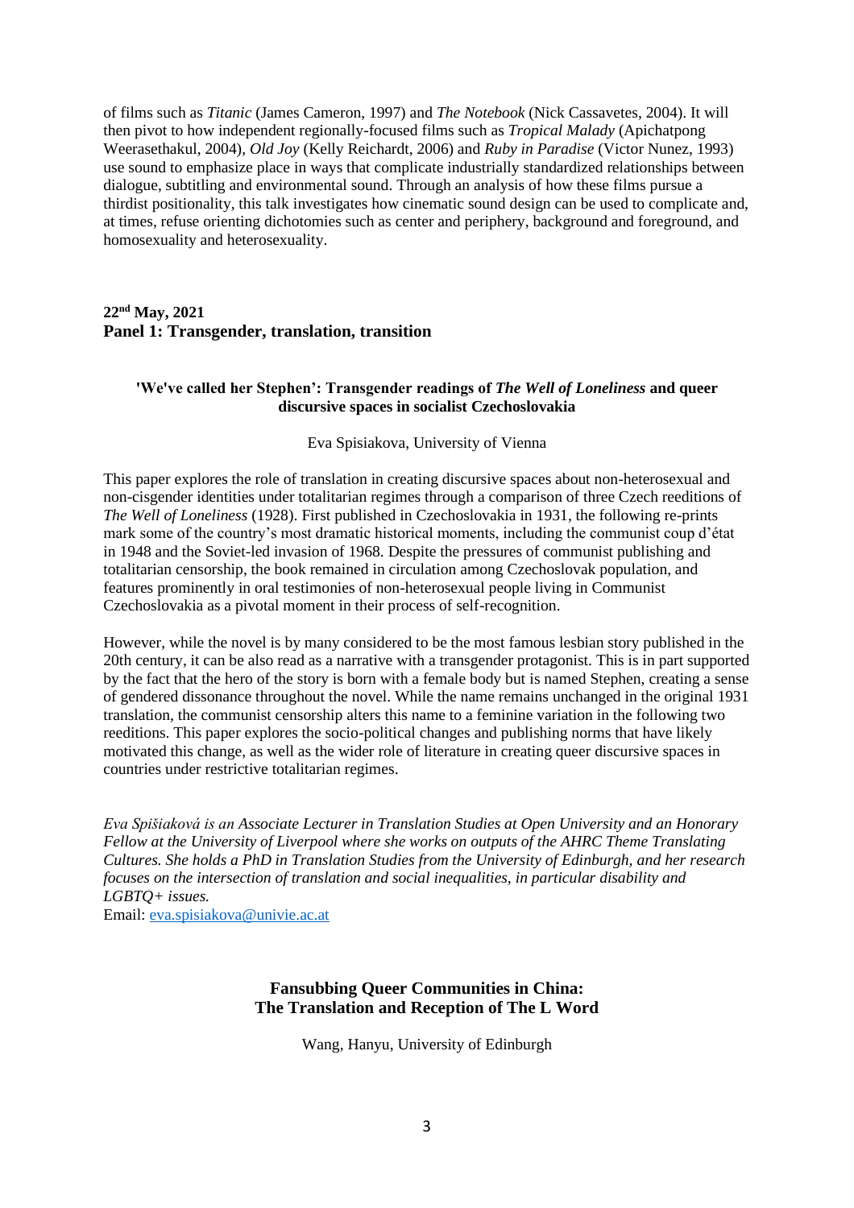of films such as *Titanic* (James Cameron, 1997) and *The Notebook* (Nick Cassavetes, 2004). It will then pivot to how independent regionally-focused films such as *Tropical Malady* (Apichatpong Weerasethakul, 2004), *Old Joy* (Kelly Reichardt, 2006) and *Ruby in Paradise* (Victor Nunez, 1993) use sound to emphasize place in ways that complicate industrially standardized relationships between dialogue, subtitling and environmental sound. Through an analysis of how these films pursue a thirdist positionality, this talk investigates how cinematic sound design can be used to complicate and, at times, refuse orienting dichotomies such as center and periphery, background and foreground, and homosexuality and heterosexuality.

**22nd May, 2021**
**Panel 1: Transgender, translation, transition**

### 'We've called her Stephen': Transgender readings of *The Well of Loneliness* and queer discursive spaces in socialist Czechoslovakia

Eva Spisiakova, University of Vienna

This paper explores the role of translation in creating discursive spaces about non-heterosexual and non-cisgender identities under totalitarian regimes through a comparison of three Czech reeditions of *The Well of Loneliness* (1928). First published in Czechoslovakia in 1931, the following re-prints mark some of the country's most dramatic historical moments, including the communist coup d'état in 1948 and the Soviet-led invasion of 1968. Despite the pressures of communist publishing and totalitarian censorship, the book remained in circulation among Czechoslovak population, and features prominently in oral testimonies of non-heterosexual people living in Communist Czechoslovakia as a pivotal moment in their process of self-recognition.

However, while the novel is by many considered to be the most famous lesbian story published in the 20th century, it can be also read as a narrative with a transgender protagonist. This is in part supported by the fact that the hero of the story is born with a female body but is named Stephen, creating a sense of gendered dissonance throughout the novel. While the name remains unchanged in the original 1931 translation, the communist censorship alters this name to a feminine variation in the following two reeditions. This paper explores the socio-political changes and publishing norms that have likely motivated this change, as well as the wider role of literature in creating queer discursive spaces in countries under restrictive totalitarian regimes.

*Eva Spišiaková is an Associate Lecturer in Translation Studies at Open University and an Honorary Fellow at the University of Liverpool where she works on outputs of the AHRC Theme Translating Cultures. She holds a PhD in Translation Studies from the University of Edinburgh, and her research focuses on the intersection of translation and social inequalities, in particular disability and LGBTQ+ issues.*
Email: eva.spisiakova@univie.ac.at

### Fansubbing Queer Communities in China: The Translation and Reception of The L Word

Wang, Hanyu, University of Edinburgh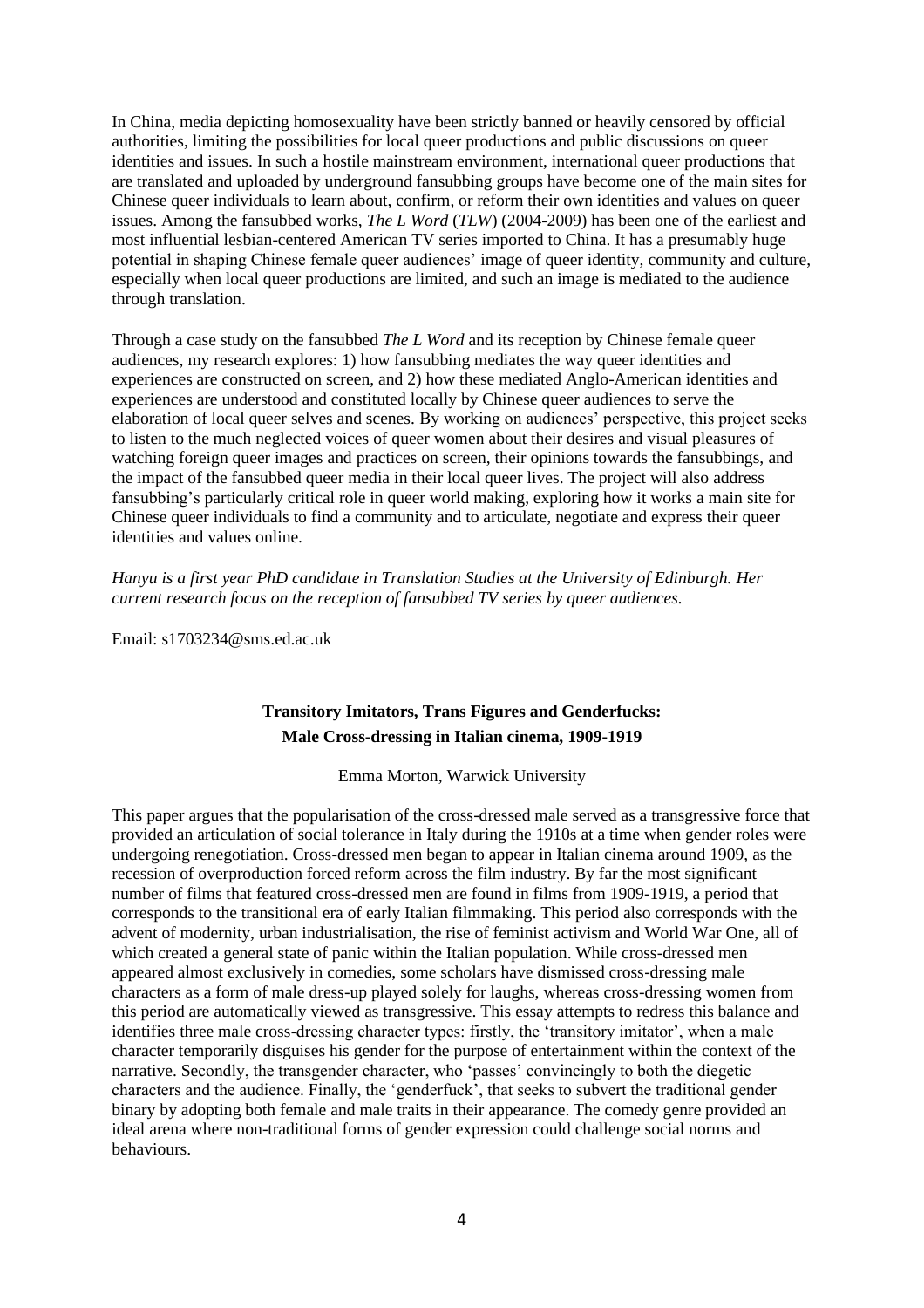In China, media depicting homosexuality have been strictly banned or heavily censored by official authorities, limiting the possibilities for local queer productions and public discussions on queer identities and issues. In such a hostile mainstream environment, international queer productions that are translated and uploaded by underground fansubbing groups have become one of the main sites for Chinese queer individuals to learn about, confirm, or reform their own identities and values on queer issues. Among the fansubbed works, *The L Word* (*TLW*) (2004-2009) has been one of the earliest and most influential lesbian-centered American TV series imported to China. It has a presumably huge potential in shaping Chinese female queer audiences' image of queer identity, community and culture, especially when local queer productions are limited, and such an image is mediated to the audience through translation.

Through a case study on the fansubbed *The L Word* and its reception by Chinese female queer audiences, my research explores: 1) how fansubbing mediates the way queer identities and experiences are constructed on screen, and 2) how these mediated Anglo-American identities and experiences are understood and constituted locally by Chinese queer audiences to serve the elaboration of local queer selves and scenes. By working on audiences' perspective, this project seeks to listen to the much neglected voices of queer women about their desires and visual pleasures of watching foreign queer images and practices on screen, their opinions towards the fansubbings, and the impact of the fansubbed queer media in their local queer lives. The project will also address fansubbing's particularly critical role in queer world making, exploring how it works a main site for Chinese queer individuals to find a community and to articulate, negotiate and express their queer identities and values online.

*Hanyu is a first year PhD candidate in Translation Studies at the University of Edinburgh. Her current research focus on the reception of fansubbed TV series by queer audiences.*

Email: s1703234@sms.ed.ac.uk

### Transitory Imitators, Trans Figures and Genderfucks: Male Cross-dressing in Italian cinema, 1909-1919

Emma Morton, Warwick University

This paper argues that the popularisation of the cross-dressed male served as a transgressive force that provided an articulation of social tolerance in Italy during the 1910s at a time when gender roles were undergoing renegotiation. Cross-dressed men began to appear in Italian cinema around 1909, as the recession of overproduction forced reform across the film industry. By far the most significant number of films that featured cross-dressed men are found in films from 1909-1919, a period that corresponds to the transitional era of early Italian filmmaking. This period also corresponds with the advent of modernity, urban industrialisation, the rise of feminist activism and World War One, all of which created a general state of panic within the Italian population. While cross-dressed men appeared almost exclusively in comedies, some scholars have dismissed cross-dressing male characters as a form of male dress-up played solely for laughs, whereas cross-dressing women from this period are automatically viewed as transgressive. This essay attempts to redress this balance and identifies three male cross-dressing character types: firstly, the 'transitory imitator', when a male character temporarily disguises his gender for the purpose of entertainment within the context of the narrative. Secondly, the transgender character, who 'passes' convincingly to both the diegetic characters and the audience. Finally, the 'genderfuck', that seeks to subvert the traditional gender binary by adopting both female and male traits in their appearance. The comedy genre provided an ideal arena where non-traditional forms of gender expression could challenge social norms and behaviours.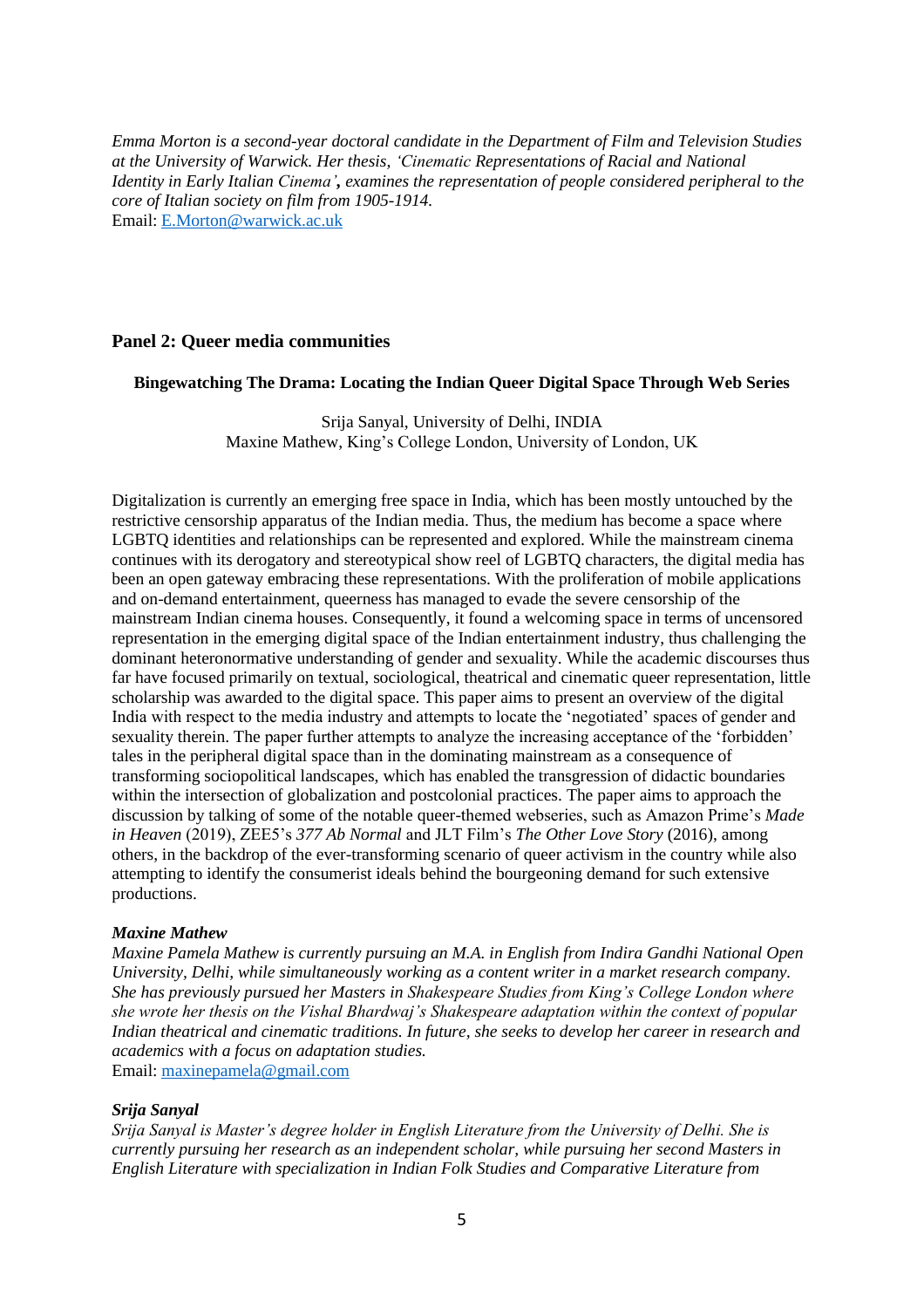*Emma Morton is a second-year doctoral candidate in the Department of Film and Television Studies at the University of Warwick. Her thesis, 'Cinematic Representations of Racial and National Identity in Early Italian Cinema', examines the representation of people considered peripheral to the core of Italian society on film from 1905-1914.*
Email: E.Morton@warwick.ac.uk

## Panel 2: Queer media communities

### Bingewatching The Drama: Locating the Indian Queer Digital Space Through Web Series

Srija Sanyal, University of Delhi, INDIA
Maxine Mathew, King's College London, University of London, UK

Digitalization is currently an emerging free space in India, which has been mostly untouched by the restrictive censorship apparatus of the Indian media. Thus, the medium has become a space where LGBTQ identities and relationships can be represented and explored. While the mainstream cinema continues with its derogatory and stereotypical show reel of LGBTQ characters, the digital media has been an open gateway embracing these representations. With the proliferation of mobile applications and on-demand entertainment, queerness has managed to evade the severe censorship of the mainstream Indian cinema houses. Consequently, it found a welcoming space in terms of uncensored representation in the emerging digital space of the Indian entertainment industry, thus challenging the dominant heteronormative understanding of gender and sexuality. While the academic discourses thus far have focused primarily on textual, sociological, theatrical and cinematic queer representation, little scholarship was awarded to the digital space. This paper aims to present an overview of the digital India with respect to the media industry and attempts to locate the 'negotiated' spaces of gender and sexuality therein. The paper further attempts to analyze the increasing acceptance of the 'forbidden' tales in the peripheral digital space than in the dominating mainstream as a consequence of transforming sociopolitical landscapes, which has enabled the transgression of didactic boundaries within the intersection of globalization and postcolonial practices. The paper aims to approach the discussion by talking of some of the notable queer-themed webseries, such as Amazon Prime's *Made in Heaven* (2019), ZEE5's *377 Ab Normal* and JLT Film's *The Other Love Story* (2016), among others, in the backdrop of the ever-transforming scenario of queer activism in the country while also attempting to identify the consumerist ideals behind the bourgeoning demand for such extensive productions.

#### *Maxine Mathew*

*Maxine Pamela Mathew is currently pursuing an M.A. in English from Indira Gandhi National Open University, Delhi, while simultaneously working as a content writer in a market research company. She has previously pursued her Masters in Shakespeare Studies from King's College London where she wrote her thesis on the Vishal Bhardwaj's Shakespeare adaptation within the context of popular Indian theatrical and cinematic traditions. In future, she seeks to develop her career in research and academics with a focus on adaptation studies.*
Email: maxinepamela@gmail.com

#### *Srija Sanyal*

*Srija Sanyal is Master's degree holder in English Literature from the University of Delhi. She is currently pursuing her research as an independent scholar, while pursuing her second Masters in English Literature with specialization in Indian Folk Studies and Comparative Literature from*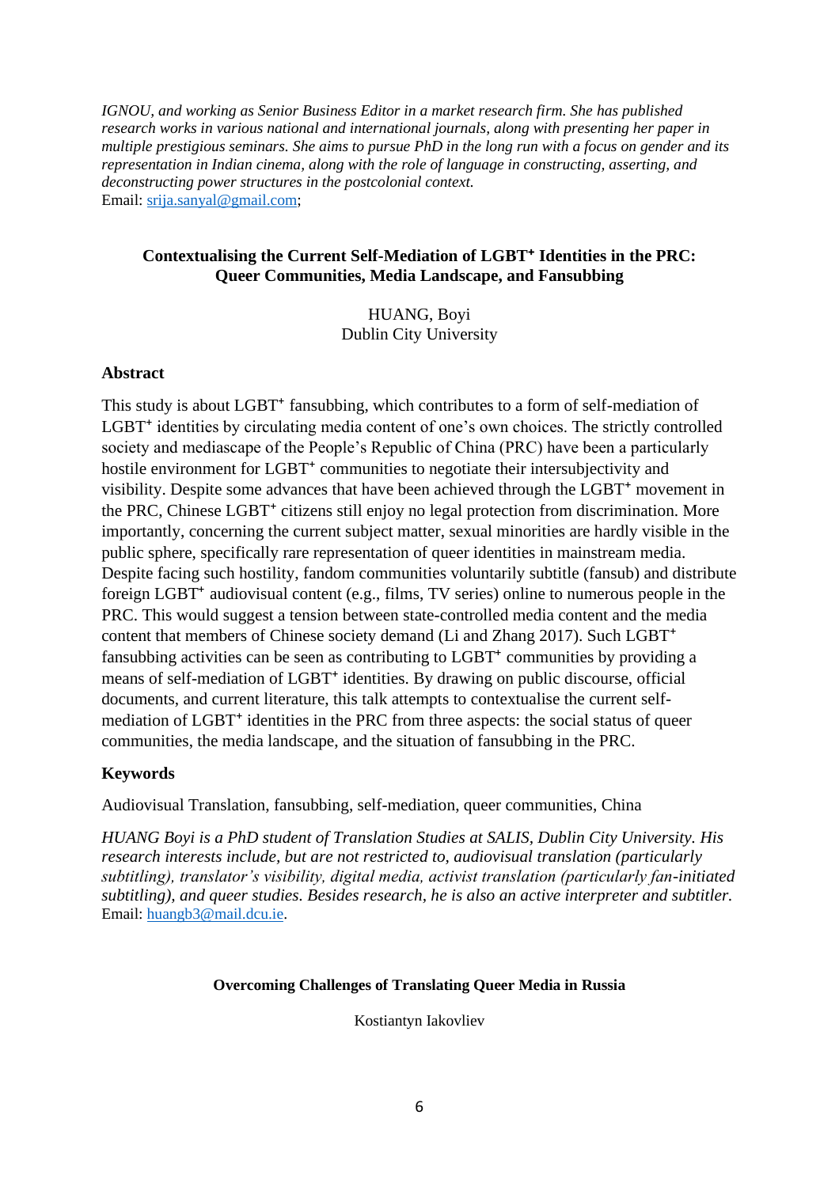*IGNOU, and working as Senior Business Editor in a market research firm. She has published research works in various national and international journals, along with presenting her paper in multiple prestigious seminars. She aims to pursue PhD in the long run with a focus on gender and its representation in Indian cinema, along with the role of language in constructing, asserting, and deconstructing power structures in the postcolonial context.*
Email: srija.sanyal@gmail.com;

## Contextualising the Current Self-Mediation of LGBT⁺ Identities in the PRC: Queer Communities, Media Landscape, and Fansubbing

HUANG, Boyi
Dublin City University

### Abstract

This study is about LGBT⁺ fansubbing, which contributes to a form of self-mediation of LGBT⁺ identities by circulating media content of one's own choices. The strictly controlled society and mediascape of the People's Republic of China (PRC) have been a particularly hostile environment for LGBT⁺ communities to negotiate their intersubjectivity and visibility. Despite some advances that have been achieved through the LGBT⁺ movement in the PRC, Chinese LGBT⁺ citizens still enjoy no legal protection from discrimination. More importantly, concerning the current subject matter, sexual minorities are hardly visible in the public sphere, specifically rare representation of queer identities in mainstream media. Despite facing such hostility, fandom communities voluntarily subtitle (fansub) and distribute foreign LGBT⁺ audiovisual content (e.g., films, TV series) online to numerous people in the PRC. This would suggest a tension between state-controlled media content and the media content that members of Chinese society demand (Li and Zhang 2017). Such LGBT⁺ fansubbing activities can be seen as contributing to LGBT⁺ communities by providing a means of self-mediation of LGBT⁺ identities. By drawing on public discourse, official documents, and current literature, this talk attempts to contextualise the current self-mediation of LGBT⁺ identities in the PRC from three aspects: the social status of queer communities, the media landscape, and the situation of fansubbing in the PRC.

### Keywords

Audiovisual Translation, fansubbing, self-mediation, queer communities, China

*HUANG Boyi is a PhD student of Translation Studies at SALIS, Dublin City University. His research interests include, but are not restricted to, audiovisual translation (particularly subtitling), translator's visibility, digital media, activist translation (particularly fan-initiated subtitling), and queer studies. Besides research, he is also an active interpreter and subtitler.*
Email: huangb3@mail.dcu.ie.

## Overcoming Challenges of Translating Queer Media in Russia

Kostiantyn Iakovliev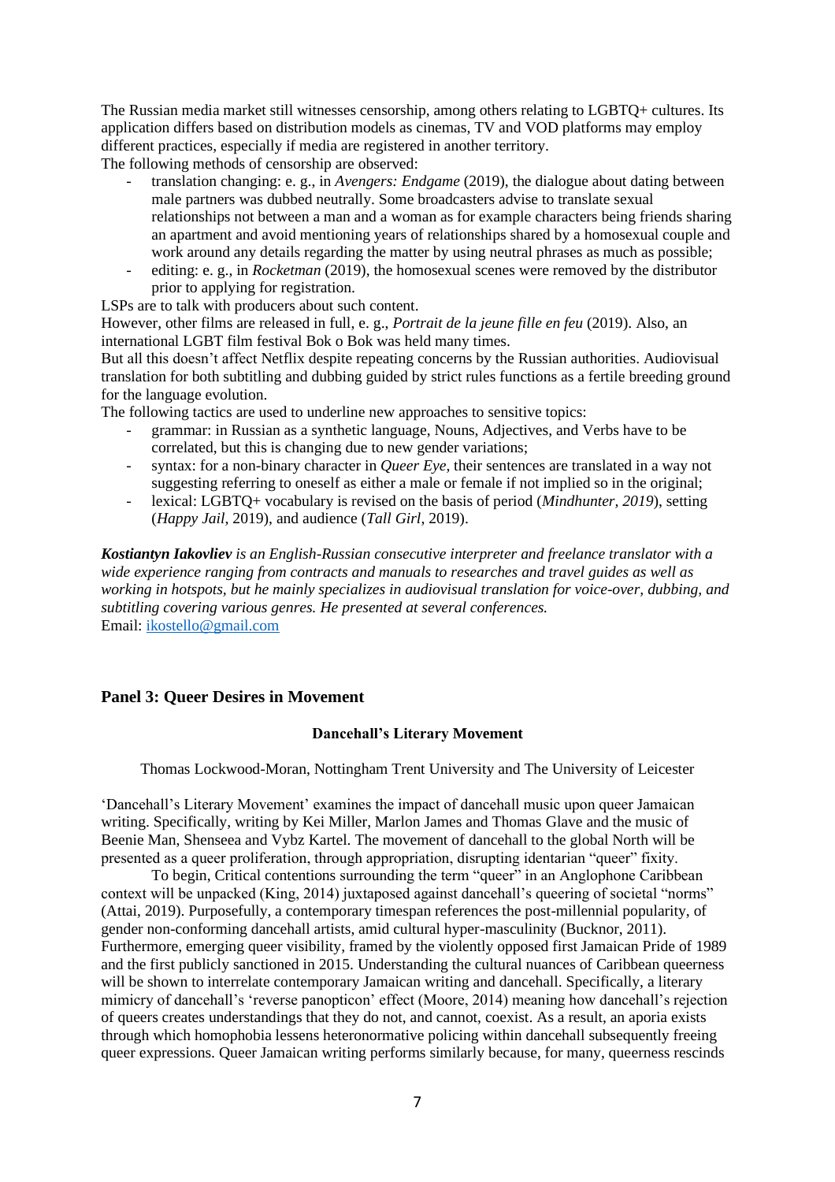The Russian media market still witnesses censorship, among others relating to LGBTQ+ cultures. Its application differs based on distribution models as cinemas, TV and VOD platforms may employ different practices, especially if media are registered in another territory.
The following methods of censorship are observed:

- translation changing: e. g., in *Avengers: Endgame* (2019), the dialogue about dating between male partners was dubbed neutrally. Some broadcasters advise to translate sexual relationships not between a man and a woman as for example characters being friends sharing an apartment and avoid mentioning years of relationships shared by a homosexual couple and work around any details regarding the matter by using neutral phrases as much as possible;
- editing: e. g., in *Rocketman* (2019), the homosexual scenes were removed by the distributor prior to applying for registration.

LSPs are to talk with producers about such content.
However, other films are released in full, e. g., *Portrait de la jeune fille en feu* (2019). Also, an international LGBT film festival Bok o Bok was held many times.
But all this doesn't affect Netflix despite repeating concerns by the Russian authorities. Audiovisual translation for both subtitling and dubbing guided by strict rules functions as a fertile breeding ground for the language evolution.
The following tactics are used to underline new approaches to sensitive topics:

- grammar: in Russian as a synthetic language, Nouns, Adjectives, and Verbs have to be correlated, but this is changing due to new gender variations;
- syntax: for a non-binary character in *Queer Eye*, their sentences are translated in a way not suggesting referring to oneself as either a male or female if not implied so in the original;
- lexical: LGBTQ+ vocabulary is revised on the basis of period (*Mindhunter, 2019*), setting (*Happy Jail*, 2019), and audience (*Tall Girl*, 2019).

***Kostiantyn Iakovliev** is an English-Russian consecutive interpreter and freelance translator with a wide experience ranging from contracts and manuals to researches and travel guides as well as working in hotspots, but he mainly specializes in audiovisual translation for voice-over, dubbing, and subtitling covering various genres. He presented at several conferences.*
Email: ikostello@gmail.com

## Panel 3: Queer Desires in Movement

### Dancehall's Literary Movement

Thomas Lockwood-Moran, Nottingham Trent University and The University of Leicester

'Dancehall's Literary Movement' examines the impact of dancehall music upon queer Jamaican writing. Specifically, writing by Kei Miller, Marlon James and Thomas Glave and the music of Beenie Man, Shenseea and Vybz Kartel. The movement of dancehall to the global North will be presented as a queer proliferation, through appropriation, disrupting identarian "queer" fixity.

To begin, Critical contentions surrounding the term "queer" in an Anglophone Caribbean context will be unpacked (King, 2014) juxtaposed against dancehall's queering of societal "norms" (Attai, 2019). Purposefully, a contemporary timespan references the post-millennial popularity, of gender non-conforming dancehall artists, amid cultural hyper-masculinity (Bucknor, 2011). Furthermore, emerging queer visibility, framed by the violently opposed first Jamaican Pride of 1989 and the first publicly sanctioned in 2015. Understanding the cultural nuances of Caribbean queerness will be shown to interrelate contemporary Jamaican writing and dancehall. Specifically, a literary mimicry of dancehall's 'reverse panopticon' effect (Moore, 2014) meaning how dancehall's rejection of queers creates understandings that they do not, and cannot, coexist. As a result, an aporia exists through which homophobia lessens heteronormative policing within dancehall subsequently freeing queer expressions. Queer Jamaican writing performs similarly because, for many, queerness rescinds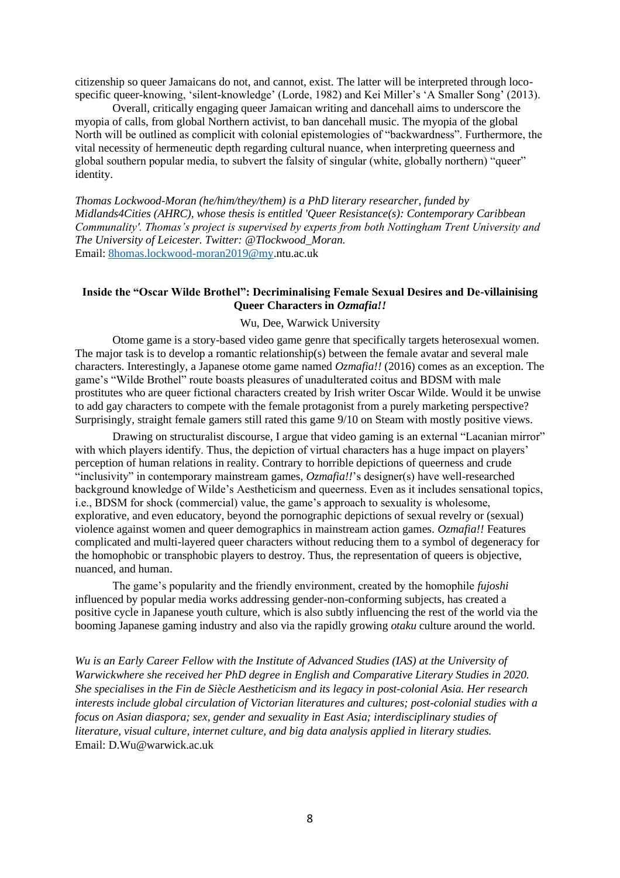citizenship so queer Jamaicans do not, and cannot, exist. The latter will be interpreted through loco-specific queer-knowing, 'silent-knowledge' (Lorde, 1982) and Kei Miller's 'A Smaller Song' (2013).

Overall, critically engaging queer Jamaican writing and dancehall aims to underscore the myopia of calls, from global Northern activist, to ban dancehall music. The myopia of the global North will be outlined as complicit with colonial epistemologies of "backwardness". Furthermore, the vital necessity of hermeneutic depth regarding cultural nuance, when interpreting queerness and global southern popular media, to subvert the falsity of singular (white, globally northern) "queer" identity.

*Thomas Lockwood-Moran (he/him/they/them) is a PhD literary researcher, funded by Midlands4Cities (AHRC), whose thesis is entitled 'Queer Resistance(s): Contemporary Caribbean Communality'. Thomas's project is supervised by experts from both Nottingham Trent University and The University of Leicester. Twitter: @Tlockwood_Moran.*
Email: 8homas.lockwood-moran2019@my.ntu.ac.uk

### Inside the "Oscar Wilde Brothel": Decriminalising Female Sexual Desires and De-villainising Queer Characters in *Ozmafia!!*

Wu, Dee, Warwick University

Otome game is a story-based video game genre that specifically targets heterosexual women. The major task is to develop a romantic relationship(s) between the female avatar and several male characters. Interestingly, a Japanese otome game named *Ozmafia!!* (2016) comes as an exception. The game's "Wilde Brothel" route boasts pleasures of unadulterated coitus and BDSM with male prostitutes who are queer fictional characters created by Irish writer Oscar Wilde. Would it be unwise to add gay characters to compete with the female protagonist from a purely marketing perspective? Surprisingly, straight female gamers still rated this game 9/10 on Steam with mostly positive views.

Drawing on structuralist discourse, I argue that video gaming is an external "Lacanian mirror" with which players identify. Thus, the depiction of virtual characters has a huge impact on players' perception of human relations in reality. Contrary to horrible depictions of queerness and crude "inclusivity" in contemporary mainstream games, *Ozmafia!!*'s designer(s) have well-researched background knowledge of Wilde's Aestheticism and queerness. Even as it includes sensational topics, i.e., BDSM for shock (commercial) value, the game's approach to sexuality is wholesome, explorative, and even educatory, beyond the pornographic depictions of sexual revelry or (sexual) violence against women and queer demographics in mainstream action games. *Ozmafia!!* Features complicated and multi-layered queer characters without reducing them to a symbol of degeneracy for the homophobic or transphobic players to destroy. Thus, the representation of queers is objective, nuanced, and human.

The game's popularity and the friendly environment, created by the homophile *fujoshi* influenced by popular media works addressing gender-non-conforming subjects, has created a positive cycle in Japanese youth culture, which is also subtly influencing the rest of the world via the booming Japanese gaming industry and also via the rapidly growing *otaku* culture around the world.

*Wu is an Early Career Fellow with the Institute of Advanced Studies (IAS) at the University of Warwickwhere she received her PhD degree in English and Comparative Literary Studies in 2020. She specialises in the Fin de Siècle Aestheticism and its legacy in post-colonial Asia. Her research interests include global circulation of Victorian literatures and cultures; post-colonial studies with a focus on Asian diaspora; sex, gender and sexuality in East Asia; interdisciplinary studies of literature, visual culture, internet culture, and big data analysis applied in literary studies.*
Email: D.Wu@warwick.ac.uk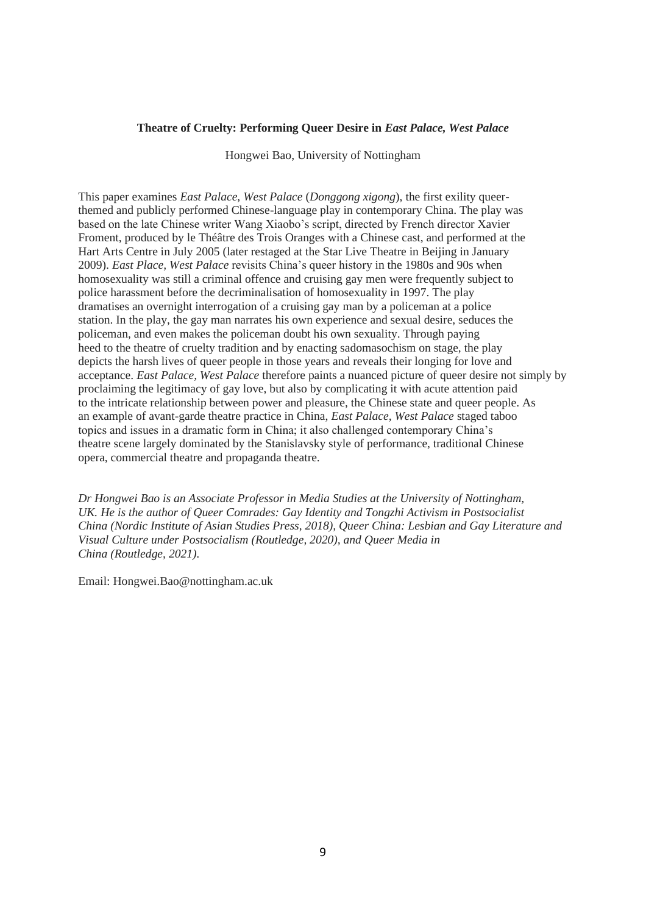**Theatre of Cruelty: Performing Queer Desire in *East Palace, West Palace***

Hongwei Bao, University of Nottingham

This paper examines *East Palace, West Palace* (*Donggong xigong*), the first exility queer-themed and publicly performed Chinese-language play in contemporary China. The play was based on the late Chinese writer Wang Xiaobo's script, directed by French director Xavier Froment, produced by le Théâtre des Trois Oranges with a Chinese cast, and performed at the Hart Arts Centre in July 2005 (later restaged at the Star Live Theatre in Beijing in January 2009). *East Place, West Palace* revisits China's queer history in the 1980s and 90s when homosexuality was still a criminal offence and cruising gay men were frequently subject to police harassment before the decriminalisation of homosexuality in 1997. The play dramatises an overnight interrogation of a cruising gay man by a policeman at a police station. In the play, the gay man narrates his own experience and sexual desire, seduces the policeman, and even makes the policeman doubt his own sexuality. Through paying heed to the theatre of cruelty tradition and by enacting sadomasochism on stage, the play depicts the harsh lives of queer people in those years and reveals their longing for love and acceptance. *East Palace, West Palace* therefore paints a nuanced picture of queer desire not simply by proclaiming the legitimacy of gay love, but also by complicating it with acute attention paid to the intricate relationship between power and pleasure, the Chinese state and queer people. As an example of avant-garde theatre practice in China, *East Palace, West Palace* staged taboo topics and issues in a dramatic form in China; it also challenged contemporary China's theatre scene largely dominated by the Stanislavsky style of performance, traditional Chinese opera, commercial theatre and propaganda theatre.

*Dr Hongwei Bao is an Associate Professor in Media Studies at the University of Nottingham, UK. He is the author of Queer Comrades: Gay Identity and Tongzhi Activism in Postsocialist China (Nordic Institute of Asian Studies Press, 2018), Queer China: Lesbian and Gay Literature and Visual Culture under Postsocialism (Routledge, 2020), and Queer Media in China (Routledge, 2021).*

Email: Hongwei.Bao@nottingham.ac.uk